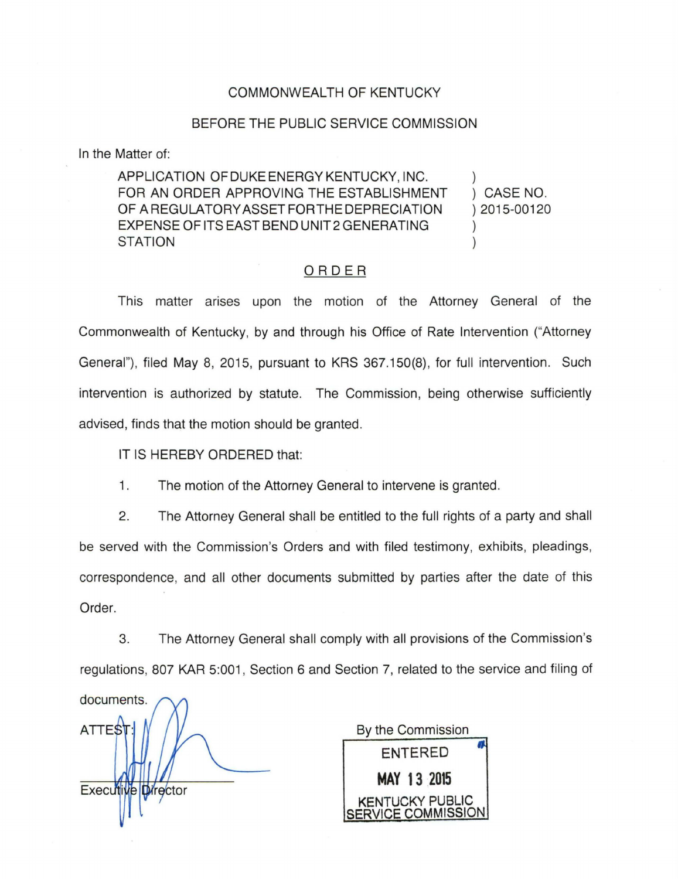COMMONWEALTH OF KENTUCKY

BEFORE THE PUBLIC SERVICE COMMISSION

In the Matter of:

APPLICATION OF DUKE ENERGY KENTUCKY, INC. FOR AN ORDER APPROVING THE ESTABLISHMENT OF A REGULATORY ASSET FOR THE DEPRECIATION EXPENSE OF ITS EAST BEND UNIT 2 GENERATING STATION ) CASE NO. 2015-00120

# ORDER

This matter arises upon the motion of the Attorney General of the Commonwealth of Kentucky, by and through his Office of Rate Intervention ("Attorney General"), filed May 8, 2015, pursuant to KRS 367.150(8), for full intervention. Such intervention is authorized by statute. The Commission, being otherwise sufficiently advised, finds that the motion should be granted.

IT IS HEREBY ORDERED that:

1. The motion of the Attorney General to intervene is granted.
2. The Attorney General shall be entitled to the full rights of a party and shall be served with the Commission's Orders and with filed testimony, exhibits, pleadings, correspondence, and all other documents submitted by parties after the date of this Order.
3. The Attorney General shall comply with all provisions of the Commission's regulations, 807 KAR 5:001, Section 6 and Section 7, related to the service and filing of documents.

By the Commission

ENTERED

MAY 13 2015

KENTUCKY PUBLIC SERVICE COMMISSION

ATTEST:

Executive Director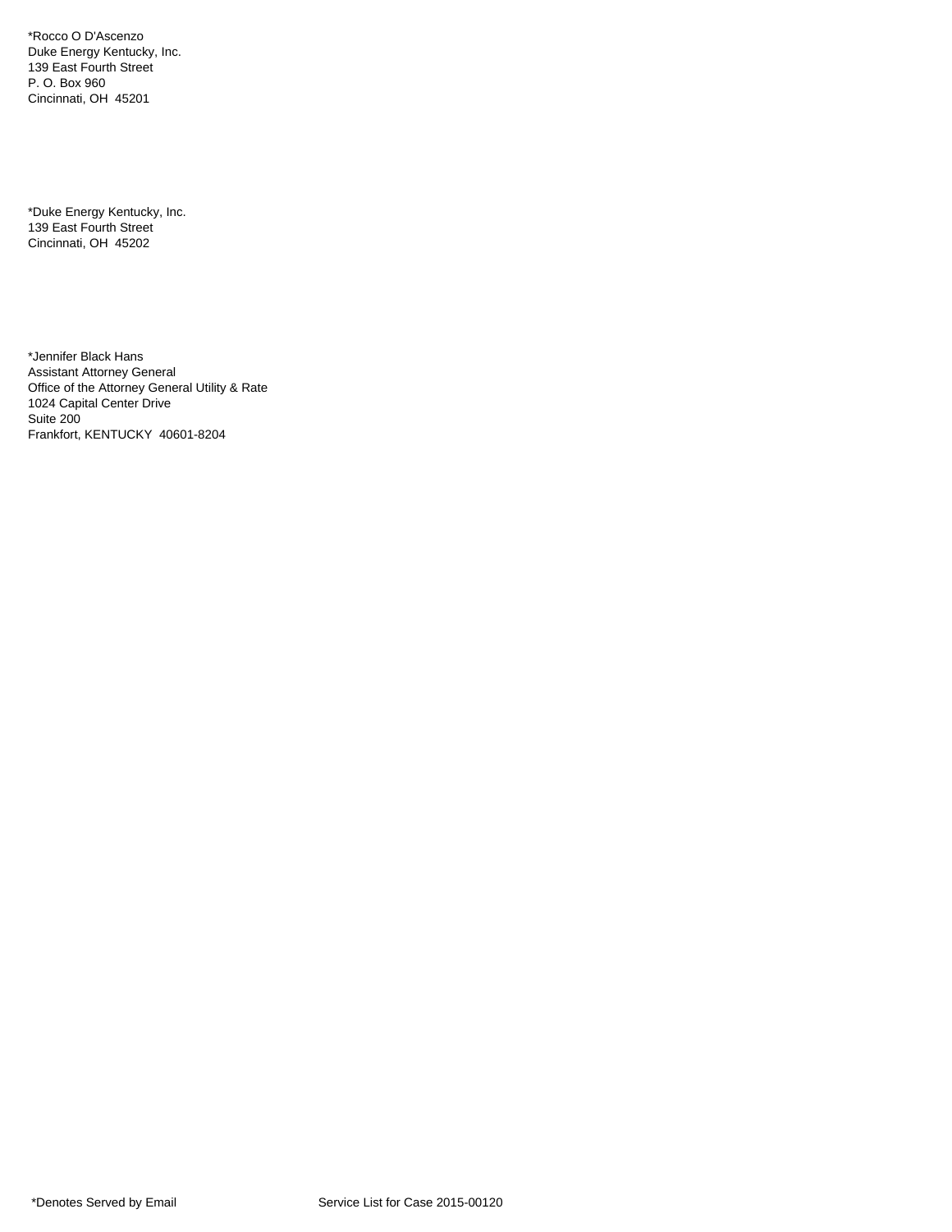*Rocco O D'Ascenzo
Duke Energy Kentucky, Inc.
139 East Fourth Street
P. O. Box 960
Cincinnati, OH  45201

*Duke Energy Kentucky, Inc.
139 East Fourth Street
Cincinnati, OH  45202

*Jennifer Black Hans
Assistant Attorney General
Office of the Attorney General Utility & Rate
1024 Capital Center Drive
Suite 200
Frankfort, KENTUCKY  40601-8204

*Denotes Served by Email

Service List for Case 2015-00120